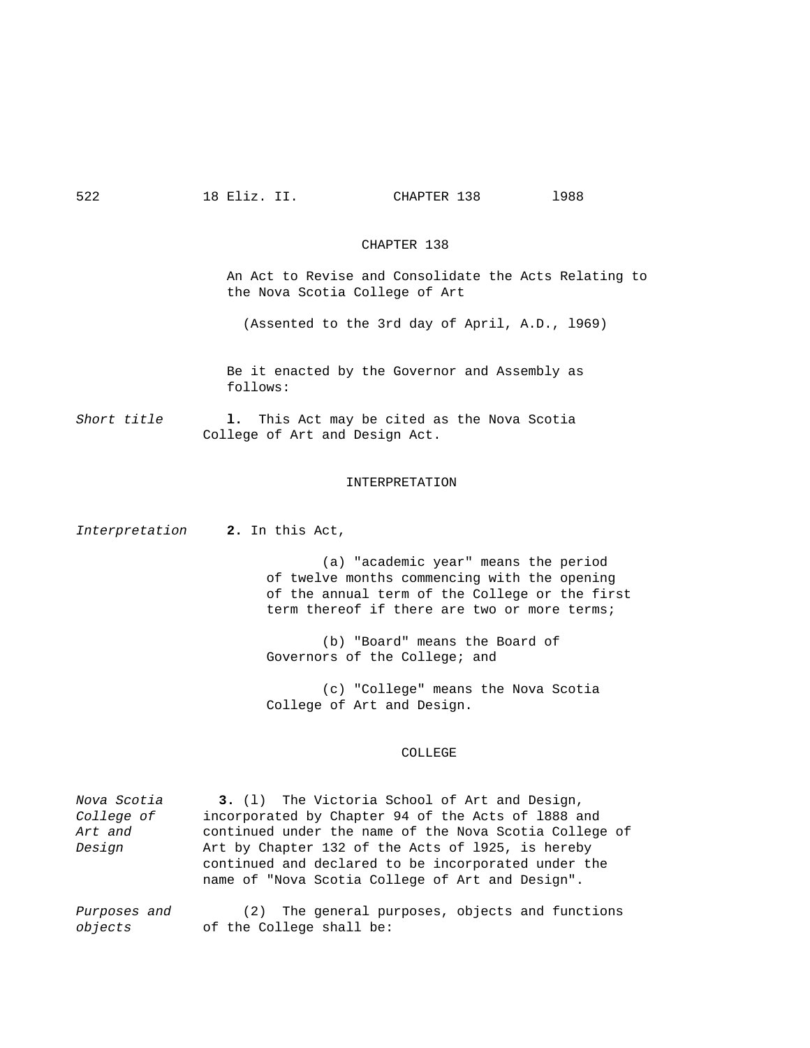# CHAPTER 138

An Act to Revise and Consolidate the Acts Relating to the Nova Scotia College of Art

(Assented to the 3rd day of April, A.D., 1969)

Be it enacted by the Governor and Assembly as follows:

*Short title*

**1.** This Act may be cited as the Nova Scotia College of Art and Design Act.

## INTERPRETATION

*Interpretation*

**2.** In this Act,

(a) "academic year" means the period of twelve months commencing with the opening of the annual term of the College or the first term thereof if there are two or more terms;

(b) "Board" means the Board of Governors of the College; and

(c) "College" means the Nova Scotia College of Art and Design.

## COLLEGE

*Nova Scotia College of Art and Design*

**3.** (1) The Victoria School of Art and Design, incorporated by Chapter 94 of the Acts of 1888 and continued under the name of the Nova Scotia College of Art by Chapter 132 of the Acts of 1925, is hereby continued and declared to be incorporated under the name of "Nova Scotia College of Art and Design".

*Purposes and objects*

(2) The general purposes, objects and functions of the College shall be: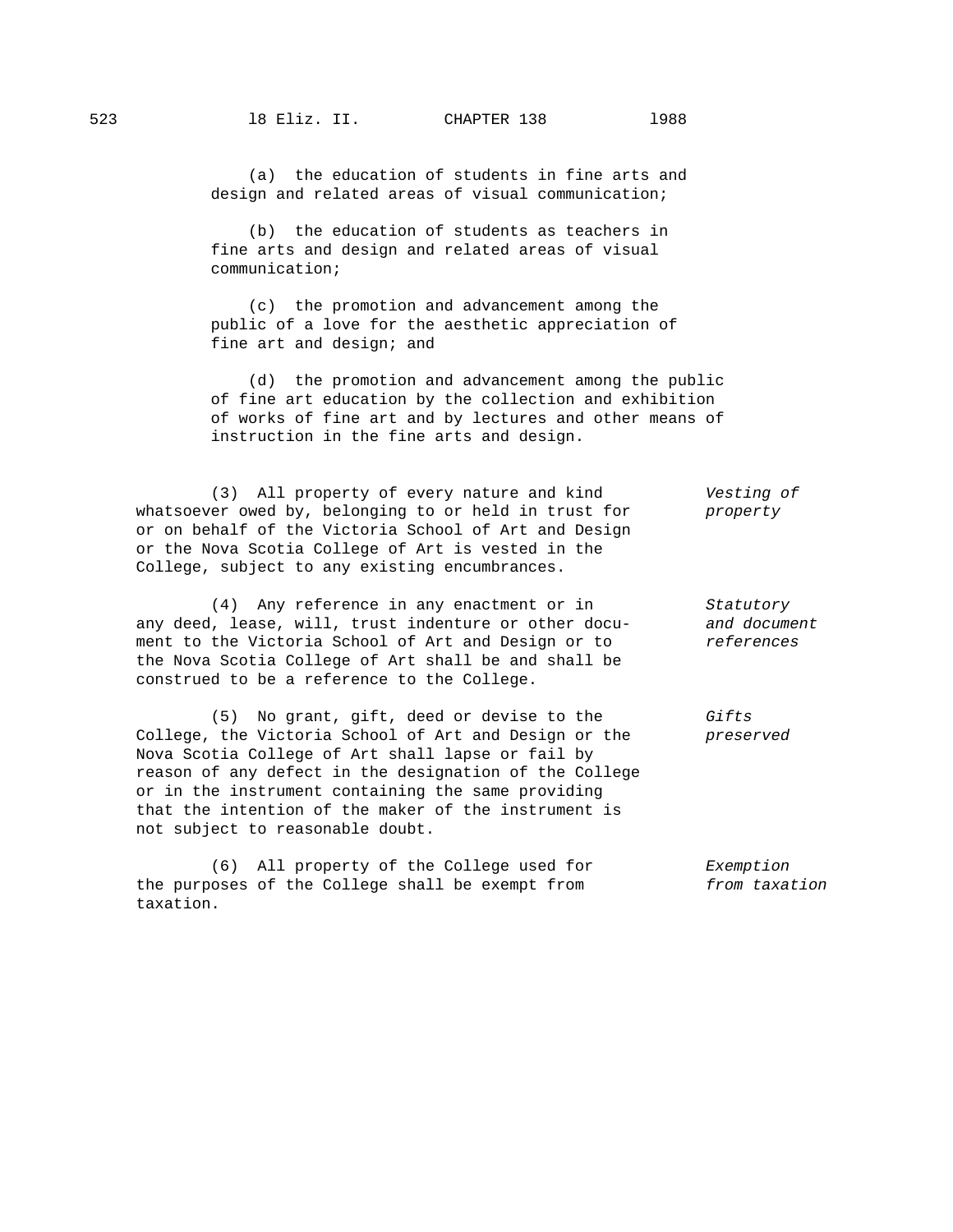(a) the education of students in fine arts and design and related areas of visual communication;

(b) the education of students as teachers in fine arts and design and related areas of visual communication;

(c) the promotion and advancement among the public of a love for the aesthetic appreciation of fine art and design; and

(d) the promotion and advancement among the public of fine art education by the collection and exhibition of works of fine art and by lectures and other means of instruction in the fine arts and design.

*Vesting of property*

(3) All property of every nature and kind whatsoever owed by, belonging to or held in trust for or on behalf of the Victoria School of Art and Design or the Nova Scotia College of Art is vested in the College, subject to any existing encumbrances.

*Statutory and document references*

(4) Any reference in any enactment or in any deed, lease, will, trust indenture or other document to the Victoria School of Art and Design or to the Nova Scotia College of Art shall be and shall be construed to be a reference to the College.

*Gifts preserved*

(5) No grant, gift, deed or devise to the College, the Victoria School of Art and Design or the Nova Scotia College of Art shall lapse or fail by reason of any defect in the designation of the College or in the instrument containing the same providing that the intention of the maker of the instrument is not subject to reasonable doubt.

*Exemption from taxation*

(6) All property of the College used for the purposes of the College shall be exempt from taxation.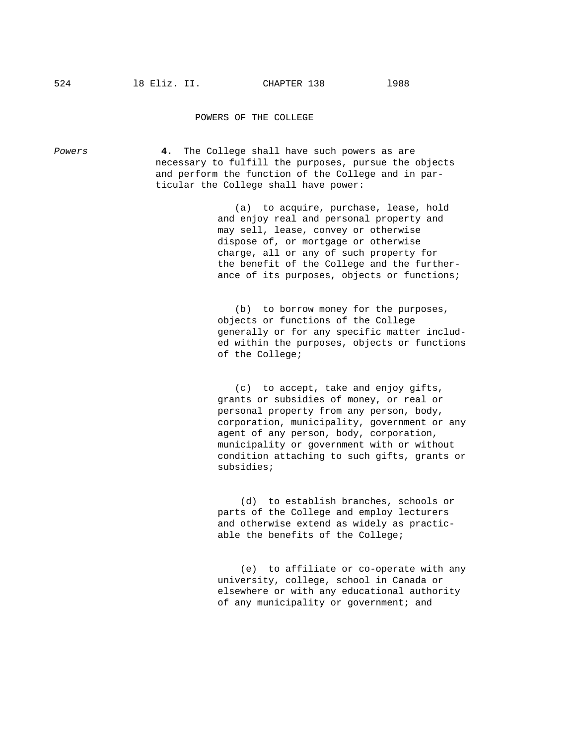## POWERS OF THE COLLEGE

*Powers*

**4.** The College shall have such powers as are necessary to fulfill the purposes, pursue the objects and perform the function of the College and in particular the College shall have power:

(a) to acquire, purchase, lease, hold and enjoy real and personal property and may sell, lease, convey or otherwise dispose of, or mortgage or otherwise charge, all or any of such property for the benefit of the College and the furtherance of its purposes, objects or functions;

(b) to borrow money for the purposes, objects or functions of the College generally or for any specific matter included within the purposes, objects or functions of the College;

(c) to accept, take and enjoy gifts, grants or subsidies of money, or real or personal property from any person, body, corporation, municipality, government or any agent of any person, body, corporation, municipality or government with or without condition attaching to such gifts, grants or subsidies;

(d) to establish branches, schools or parts of the College and employ lecturers and otherwise extend as widely as practicable the benefits of the College;

(e) to affiliate or co-operate with any university, college, school in Canada or elsewhere or with any educational authority of any municipality or government; and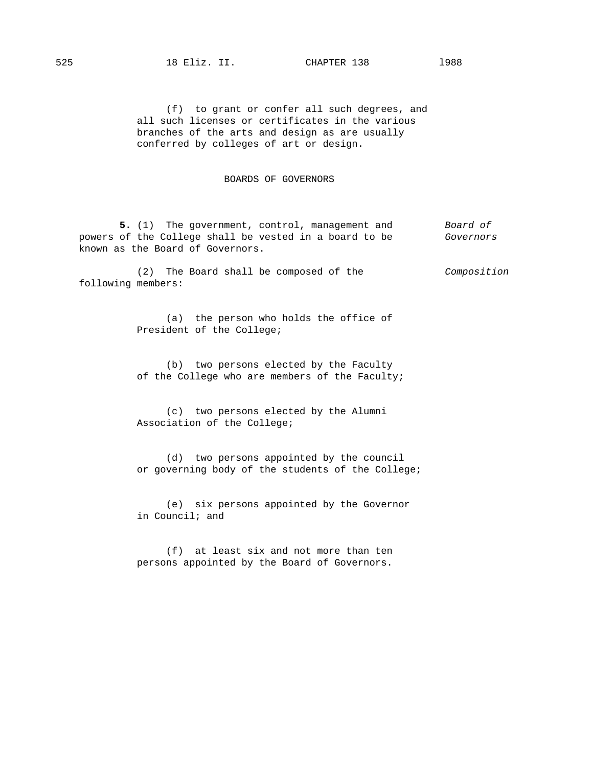(f) to grant or confer all such degrees, and all such licenses or certificates in the various branches of the arts and design as are usually conferred by colleges of art or design.

## BOARDS OF GOVERNORS

*Board of Governors*

**5.** (1) The government, control, management and powers of the College shall be vested in a board to be known as the Board of Governors.

*Composition*

(2) The Board shall be composed of the following members:

(a) the person who holds the office of President of the College;

(b) two persons elected by the Faculty of the College who are members of the Faculty;

(c) two persons elected by the Alumni Association of the College;

(d) two persons appointed by the council or governing body of the students of the College;

(e) six persons appointed by the Governor in Council; and

(f) at least six and not more than ten persons appointed by the Board of Governors.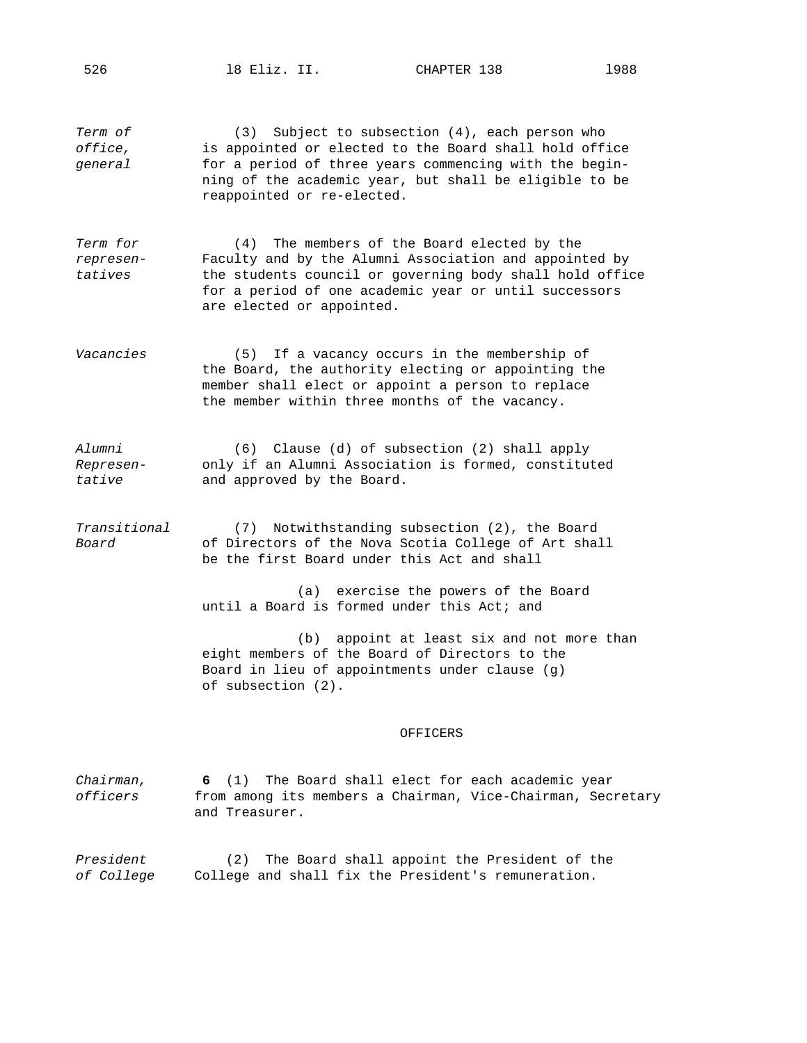*Term of office, general*

(3) Subject to subsection (4), each person who is appointed or elected to the Board shall hold office for a period of three years commencing with the beginning of the academic year, but shall be eligible to be reappointed or re-elected.

*Term for representatives*

(4) The members of the Board elected by the Faculty and by the Alumni Association and appointed by the students council or governing body shall hold office for a period of one academic year or until successors are elected or appointed.

*Vacancies*

(5) If a vacancy occurs in the membership of the Board, the authority electing or appointing the member shall elect or appoint a person to replace the member within three months of the vacancy.

*Alumni Representative*

(6) Clause (d) of subsection (2) shall apply only if an Alumni Association is formed, constituted and approved by the Board.

*Transitional Board*

(7) Notwithstanding subsection (2), the Board of Directors of the Nova Scotia College of Art shall be the first Board under this Act and shall

(a) exercise the powers of the Board until a Board is formed under this Act; and

(b) appoint at least six and not more than eight members of the Board of Directors to the Board in lieu of appointments under clause (g) of subsection (2).

## OFFICERS

*Chairman, officers*

**6** (1) The Board shall elect for each academic year from among its members a Chairman, Vice-Chairman, Secretary and Treasurer.

*President of College*

(2) The Board shall appoint the President of the College and shall fix the President's remuneration.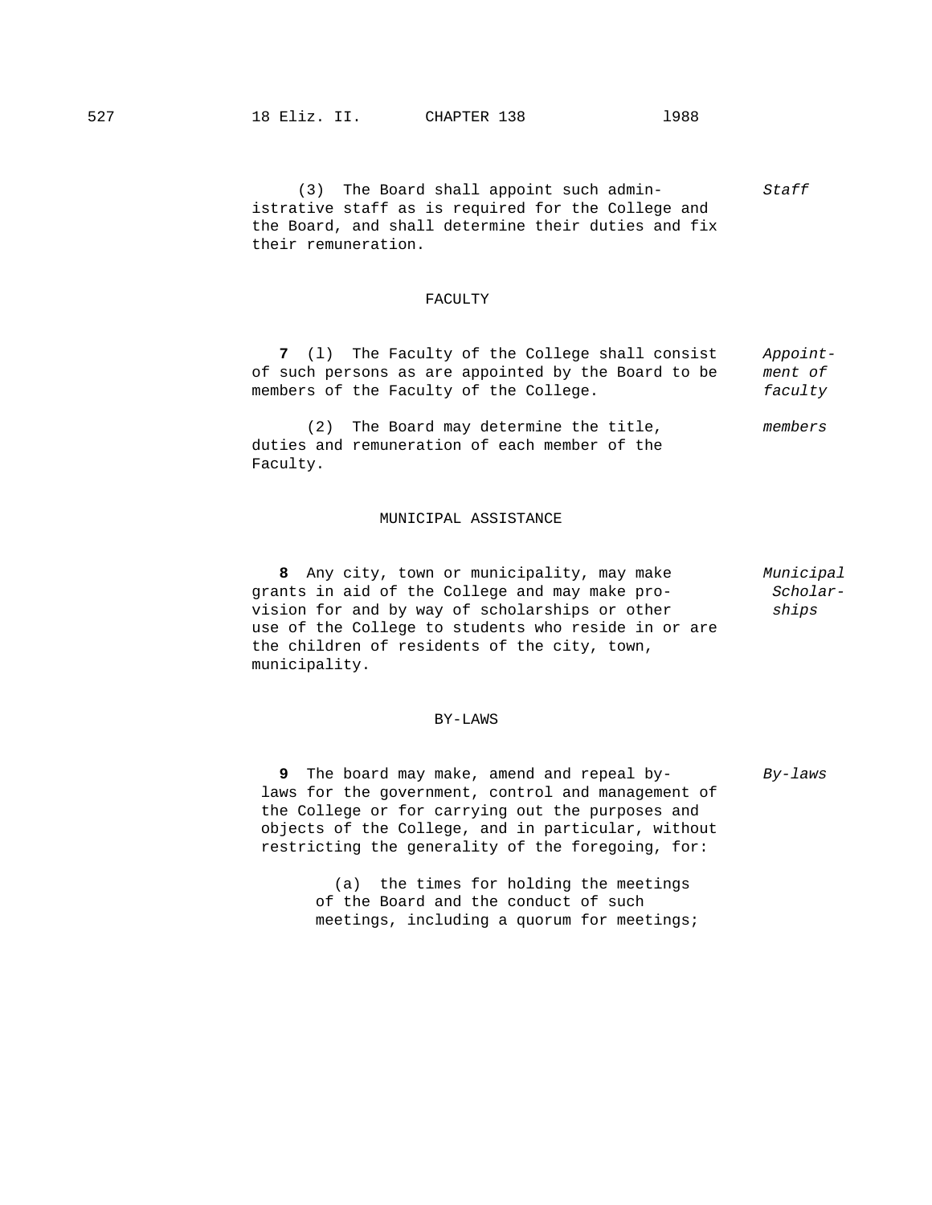(3) The Board shall appoint such administrative staff as is required for the College and the Board, and shall determine their duties and fix their remuneration. *Staff*

## FACULTY

**7** (l) The Faculty of the College shall consist of such persons as are appointed by the Board to be members of the Faculty of the College. *Appointment of faculty members*

(2) The Board may determine the title, duties and remuneration of each member of the Faculty.

## MUNICIPAL ASSISTANCE

**8** Any city, town or municipality, may make grants in aid of the College and may make provision for and by way of scholarships or other use of the College to students who reside in or are the children of residents of the city, town, municipality. *Municipal Scholarships*

## BY-LAWS

**9** The board may make, amend and repeal by-laws for the government, control and management of the College or for carrying out the purposes and objects of the College, and in particular, without restricting the generality of the foregoing, for: *By-laws*

(a) the times for holding the meetings of the Board and the conduct of such meetings, including a quorum for meetings;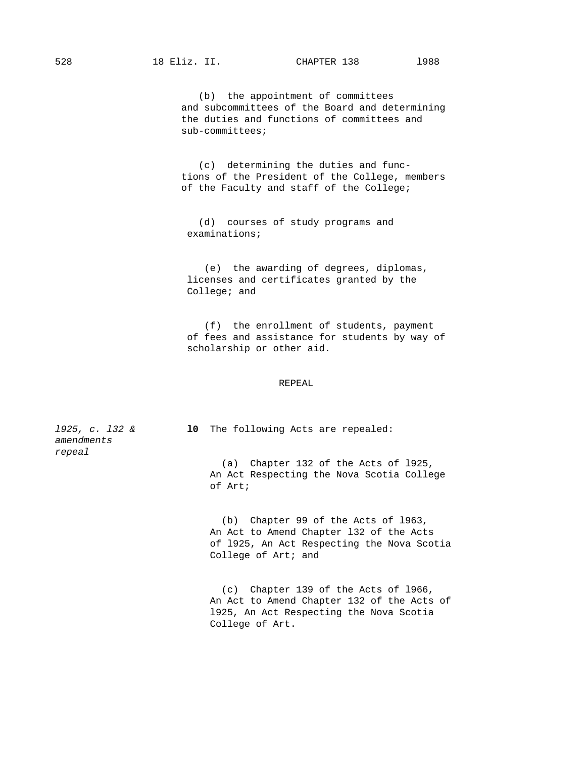(b) the appointment of committees and subcommittees of the Board and determining the duties and functions of committees and sub-committees;

(c) determining the duties and functions of the President of the College, members of the Faculty and staff of the College;

(d) courses of study programs and examinations;

(e) the awarding of degrees, diplomas, licenses and certificates granted by the College; and

(f) the enrollment of students, payment of fees and assistance for students by way of scholarship or other aid.

## REPEAL

*l925, c. l32 & amendments repeal*

**l0** The following Acts are repealed:

(a) Chapter 132 of the Acts of l925, An Act Respecting the Nova Scotia College of Art;

(b) Chapter 99 of the Acts of l963, An Act to Amend Chapter l32 of the Acts of l925, An Act Respecting the Nova Scotia College of Art; and

(c) Chapter 139 of the Acts of l966, An Act to Amend Chapter 132 of the Acts of l925, An Act Respecting the Nova Scotia College of Art.